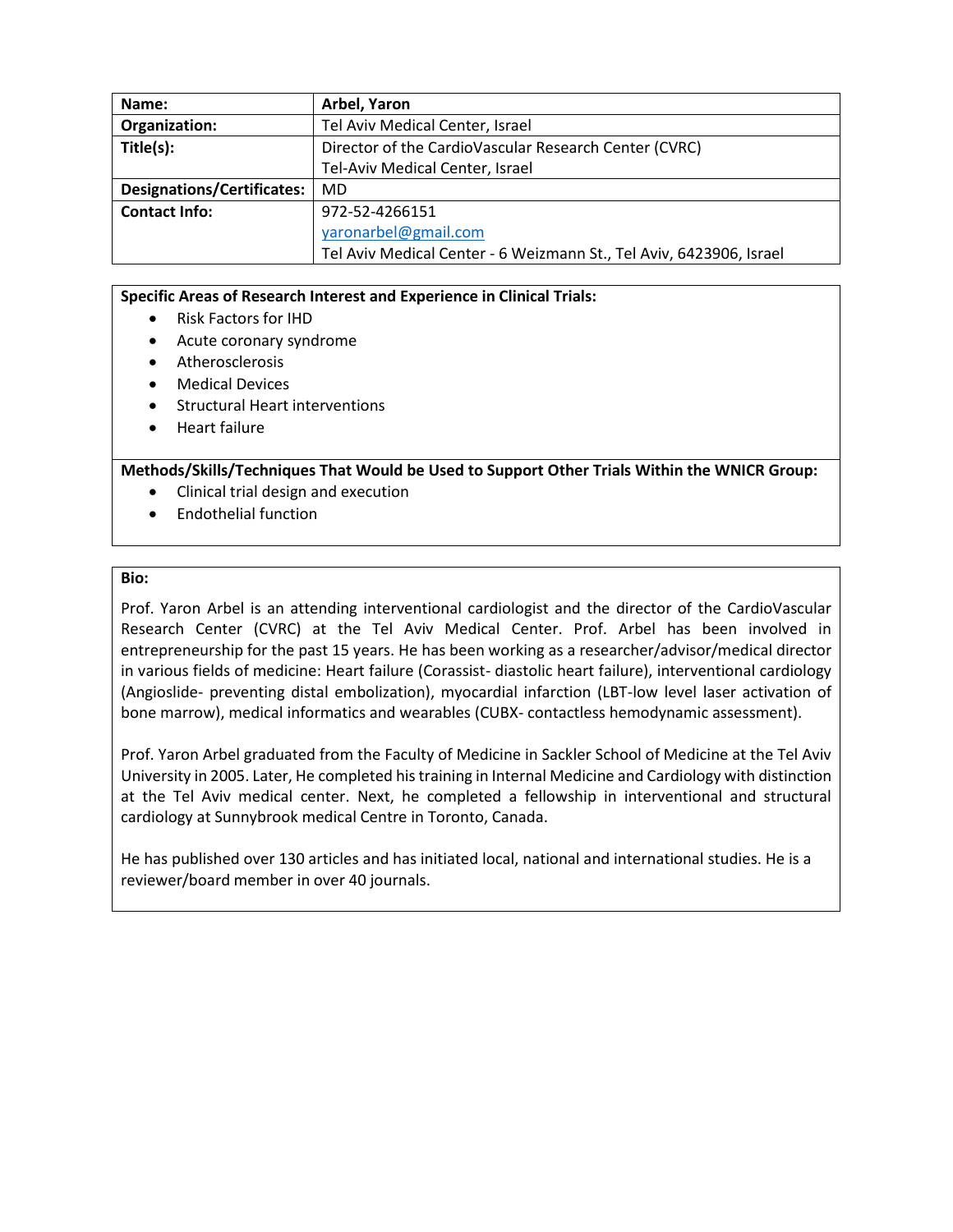| Name: | Arbel, Yaron |
|---|---|
| Organization: | Tel Aviv Medical Center, Israel |
| Title(s): | Director of the CardioVascular Research Center (CVRC)<br>Tel-Aviv Medical Center, Israel |
| Designations/Certificates: | MD |
| Contact Info: | 972-52-4266151<br>yaronarbel@gmail.com<br>Tel Aviv Medical Center - 6 Weizmann St., Tel Aviv, 6423906, Israel |

**Specific Areas of Research Interest and Experience in Clinical Trials:**

- Risk Factors for IHD
- Acute coronary syndrome
- Atherosclerosis
- Medical Devices
- Structural Heart interventions
- Heart failure

**Methods/Skills/Techniques That Would be Used to Support Other Trials Within the WNICR Group:**

- Clinical trial design and execution
- Endothelial function

**Bio:**

Prof. Yaron Arbel is an attending interventional cardiologist and the director of the CardioVascular Research Center (CVRC) at the Tel Aviv Medical Center. Prof. Arbel has been involved in entrepreneurship for the past 15 years. He has been working as a researcher/advisor/medical director in various fields of medicine: Heart failure (Corassist- diastolic heart failure), interventional cardiology (Angioslide- preventing distal embolization), myocardial infarction (LBT-low level laser activation of bone marrow), medical informatics and wearables (CUBX- contactless hemodynamic assessment).

Prof. Yaron Arbel graduated from the Faculty of Medicine in Sackler School of Medicine at the Tel Aviv University in 2005. Later, He completed his training in Internal Medicine and Cardiology with distinction at the Tel Aviv medical center. Next, he completed a fellowship in interventional and structural cardiology at Sunnybrook medical Centre in Toronto, Canada.

He has published over 130 articles and has initiated local, national and international studies. He is a reviewer/board member in over 40 journals.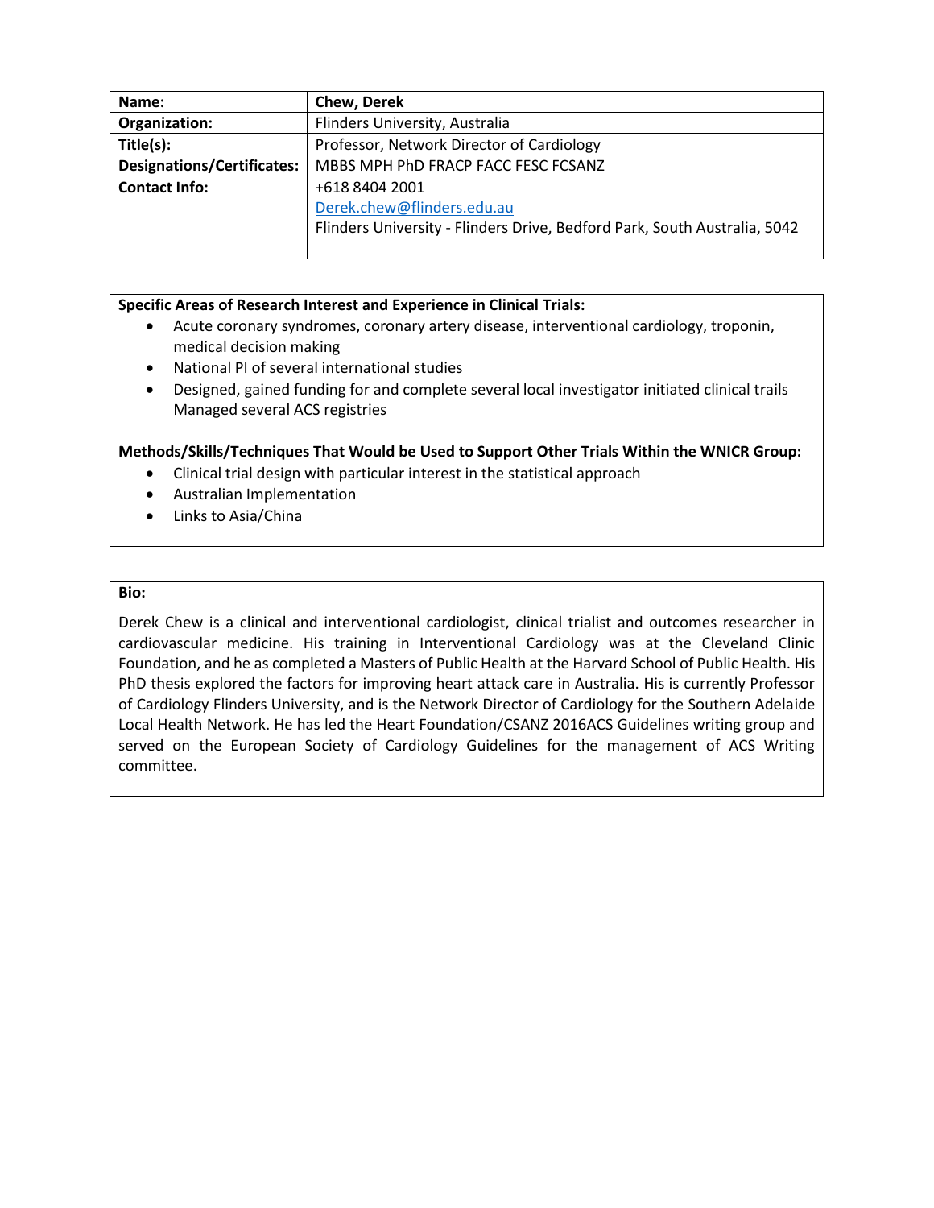| Name: | Chew, Derek |
|---|---|
| Organization: | Flinders University, Australia |
| Title(s): | Professor, Network Director of Cardiology |
| Designations/Certificates: | MBBS MPH PhD FRACP FACC FESC FCSANZ |
| Contact Info: | +618 8404 2001<br>Derek.chew@flinders.edu.au<br>Flinders University - Flinders Drive, Bedford Park, South Australia, 5042 |

**Specific Areas of Research Interest and Experience in Clinical Trials:**

- Acute coronary syndromes, coronary artery disease, interventional cardiology, troponin, medical decision making
- National PI of several international studies
- Designed, gained funding for and complete several local investigator initiated clinical trails Managed several ACS registries

**Methods/Skills/Techniques That Would be Used to Support Other Trials Within the WNICR Group:**

- Clinical trial design with particular interest in the statistical approach
- Australian Implementation
- Links to Asia/China

**Bio:**

Derek Chew is a clinical and interventional cardiologist, clinical trialist and outcomes researcher in cardiovascular medicine. His training in Interventional Cardiology was at the Cleveland Clinic Foundation, and he as completed a Masters of Public Health at the Harvard School of Public Health. His PhD thesis explored the factors for improving heart attack care in Australia. His is currently Professor of Cardiology Flinders University, and is the Network Director of Cardiology for the Southern Adelaide Local Health Network. He has led the Heart Foundation/CSANZ 2016ACS Guidelines writing group and served on the European Society of Cardiology Guidelines for the management of ACS Writing committee.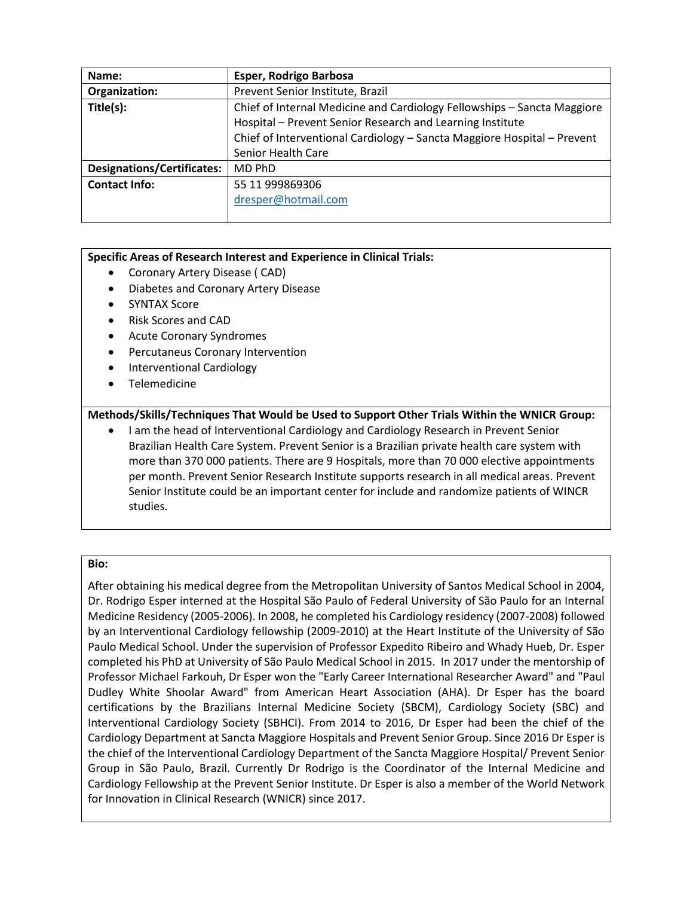| Name: | Esper, Rodrigo Barbosa |
|---|---|
| Organization: | Prevent Senior Institute, Brazil |
| Title(s): | Chief of Internal Medicine and Cardiology Fellowships – Sancta Maggiore Hospital – Prevent Senior Research and Learning Institute<br>Chief of Interventional Cardiology – Sancta Maggiore Hospital – Prevent Senior Health Care |
| Designations/Certificates: | MD PhD |
| Contact Info: | 55 11 999869306<br>dresper@hotmail.com |

**Specific Areas of Research Interest and Experience in Clinical Trials:**

- Coronary Artery Disease ( CAD)
- Diabetes and Coronary Artery Disease
- SYNTAX Score
- Risk Scores and CAD
- Acute Coronary Syndromes
- Percutaneus Coronary Intervention
- Interventional Cardiology
- Telemedicine

**Methods/Skills/Techniques That Would be Used to Support Other Trials Within the WNICR Group:**

- I am the head of Interventional Cardiology and Cardiology Research in Prevent Senior Brazilian Health Care System. Prevent Senior is a Brazilian private health care system with more than 370 000 patients. There are 9 Hospitals, more than 70 000 elective appointments per month. Prevent Senior Research Institute supports research in all medical areas. Prevent Senior Institute could be an important center for include and randomize patients of WINCR studies.

**Bio:**

After obtaining his medical degree from the Metropolitan University of Santos Medical School in 2004, Dr. Rodrigo Esper interned at the Hospital São Paulo of Federal University of São Paulo for an Internal Medicine Residency (2005-2006). In 2008, he completed his Cardiology residency (2007-2008) followed by an Interventional Cardiology fellowship (2009-2010) at the Heart Institute of the University of São Paulo Medical School. Under the supervision of Professor Expedito Ribeiro and Whady Hueb, Dr. Esper completed his PhD at University of São Paulo Medical School in 2015. In 2017 under the mentorship of Professor Michael Farkouh, Dr Esper won the "Early Career International Researcher Award" and "Paul Dudley White Shoolar Award" from American Heart Association (AHA). Dr Esper has the board certifications by the Brazilians Internal Medicine Society (SBCM), Cardiology Society (SBC) and Interventional Cardiology Society (SBHCI). From 2014 to 2016, Dr Esper had been the chief of the Cardiology Department at Sancta Maggiore Hospitals and Prevent Senior Group. Since 2016 Dr Esper is the chief of the Interventional Cardiology Department of the Sancta Maggiore Hospital/ Prevent Senior Group in São Paulo, Brazil. Currently Dr Rodrigo is the Coordinator of the Internal Medicine and Cardiology Fellowship at the Prevent Senior Institute. Dr Esper is also a member of the World Network for Innovation in Clinical Research (WNICR) since 2017.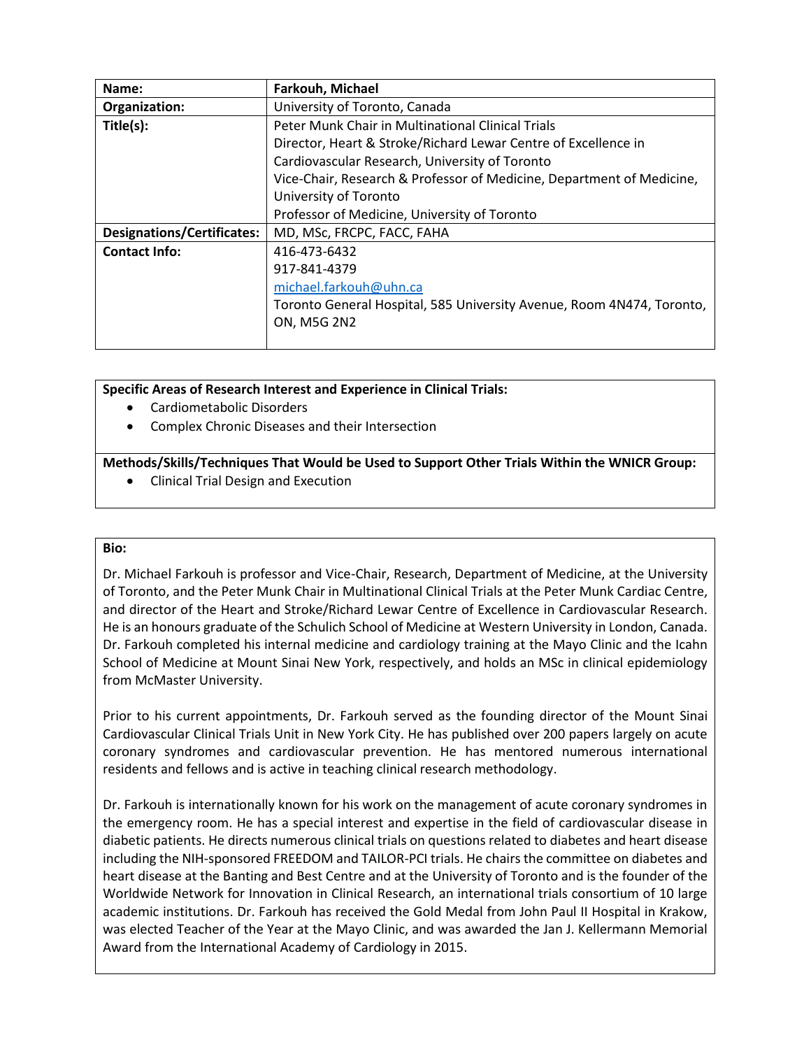| Name: | Farkouh, Michael |
|---|---|
| Organization: | University of Toronto, Canada |
| Title(s): | Peter Munk Chair in Multinational Clinical Trials<br>Director, Heart & Stroke/Richard Lewar Centre of Excellence in Cardiovascular Research, University of Toronto<br>Vice-Chair, Research & Professor of Medicine, Department of Medicine, University of Toronto<br>Professor of Medicine, University of Toronto |
| Designations/Certificates: | MD, MSc, FRCPC, FACC, FAHA |
| Contact Info: | 416-473-6432<br>917-841-4379<br>michael.farkouh@uhn.ca<br>Toronto General Hospital, 585 University Avenue, Room 4N474, Toronto, ON, M5G 2N2 |

**Specific Areas of Research Interest and Experience in Clinical Trials:**

- Cardiometabolic Disorders
- Complex Chronic Diseases and their Intersection

**Methods/Skills/Techniques That Would be Used to Support Other Trials Within the WNICR Group:**

- Clinical Trial Design and Execution

**Bio:**

Dr. Michael Farkouh is professor and Vice-Chair, Research, Department of Medicine, at the University of Toronto, and the Peter Munk Chair in Multinational Clinical Trials at the Peter Munk Cardiac Centre, and director of the Heart and Stroke/Richard Lewar Centre of Excellence in Cardiovascular Research. He is an honours graduate of the Schulich School of Medicine at Western University in London, Canada. Dr. Farkouh completed his internal medicine and cardiology training at the Mayo Clinic and the Icahn School of Medicine at Mount Sinai New York, respectively, and holds an MSc in clinical epidemiology from McMaster University.

Prior to his current appointments, Dr. Farkouh served as the founding director of the Mount Sinai Cardiovascular Clinical Trials Unit in New York City. He has published over 200 papers largely on acute coronary syndromes and cardiovascular prevention. He has mentored numerous international residents and fellows and is active in teaching clinical research methodology.

Dr. Farkouh is internationally known for his work on the management of acute coronary syndromes in the emergency room. He has a special interest and expertise in the field of cardiovascular disease in diabetic patients. He directs numerous clinical trials on questions related to diabetes and heart disease including the NIH-sponsored FREEDOM and TAILOR-PCI trials. He chairs the committee on diabetes and heart disease at the Banting and Best Centre and at the University of Toronto and is the founder of the Worldwide Network for Innovation in Clinical Research, an international trials consortium of 10 large academic institutions. Dr. Farkouh has received the Gold Medal from John Paul II Hospital in Krakow, was elected Teacher of the Year at the Mayo Clinic, and was awarded the Jan J. Kellermann Memorial Award from the International Academy of Cardiology in 2015.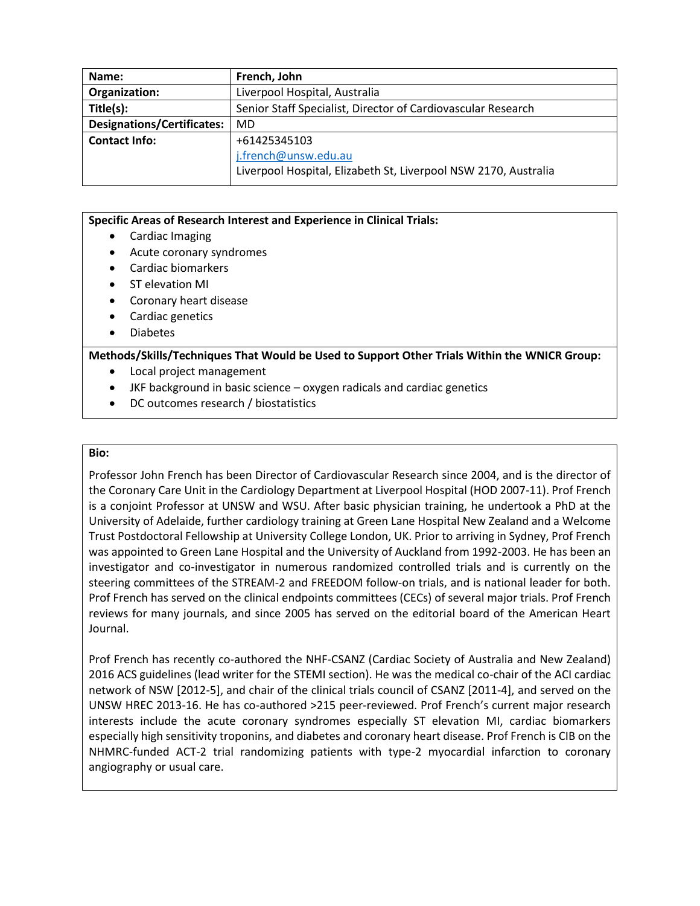| **Name:** | **French, John** |
| --- | --- |
| **Organization:** | Liverpool Hospital, Australia |
| **Title(s):** | Senior Staff Specialist, Director of Cardiovascular Research |
| **Designations/Certificates:** | MD |
| **Contact Info:** | +61425345103<br>j.french@unsw.edu.au<br>Liverpool Hospital, Elizabeth St, Liverpool NSW 2170, Australia |

**Specific Areas of Research Interest and Experience in Clinical Trials:**

- Cardiac Imaging
- Acute coronary syndromes
- Cardiac biomarkers
- ST elevation MI
- Coronary heart disease
- Cardiac genetics
- Diabetes

**Methods/Skills/Techniques That Would be Used to Support Other Trials Within the WNICR Group:**

- Local project management
- JKF background in basic science – oxygen radicals and cardiac genetics
- DC outcomes research / biostatistics

**Bio:**

Professor John French has been Director of Cardiovascular Research since 2004, and is the director of the Coronary Care Unit in the Cardiology Department at Liverpool Hospital (HOD 2007-11). Prof French is a conjoint Professor at UNSW and WSU. After basic physician training, he undertook a PhD at the University of Adelaide, further cardiology training at Green Lane Hospital New Zealand and a Welcome Trust Postdoctoral Fellowship at University College London, UK. Prior to arriving in Sydney, Prof French was appointed to Green Lane Hospital and the University of Auckland from 1992-2003. He has been an investigator and co-investigator in numerous randomized controlled trials and is currently on the steering committees of the STREAM-2 and FREEDOM follow-on trials, and is national leader for both. Prof French has served on the clinical endpoints committees (CECs) of several major trials. Prof French reviews for many journals, and since 2005 has served on the editorial board of the American Heart Journal.

Prof French has recently co-authored the NHF-CSANZ (Cardiac Society of Australia and New Zealand) 2016 ACS guidelines (lead writer for the STEMI section). He was the medical co-chair of the ACI cardiac network of NSW [2012-5], and chair of the clinical trials council of CSANZ [2011-4], and served on the UNSW HREC 2013-16. He has co-authored >215 peer-reviewed. Prof French's current major research interests include the acute coronary syndromes especially ST elevation MI, cardiac biomarkers especially high sensitivity troponins, and diabetes and coronary heart disease. Prof French is CIB on the NHMRC-funded ACT-2 trial randomizing patients with type-2 myocardial infarction to coronary angiography or usual care.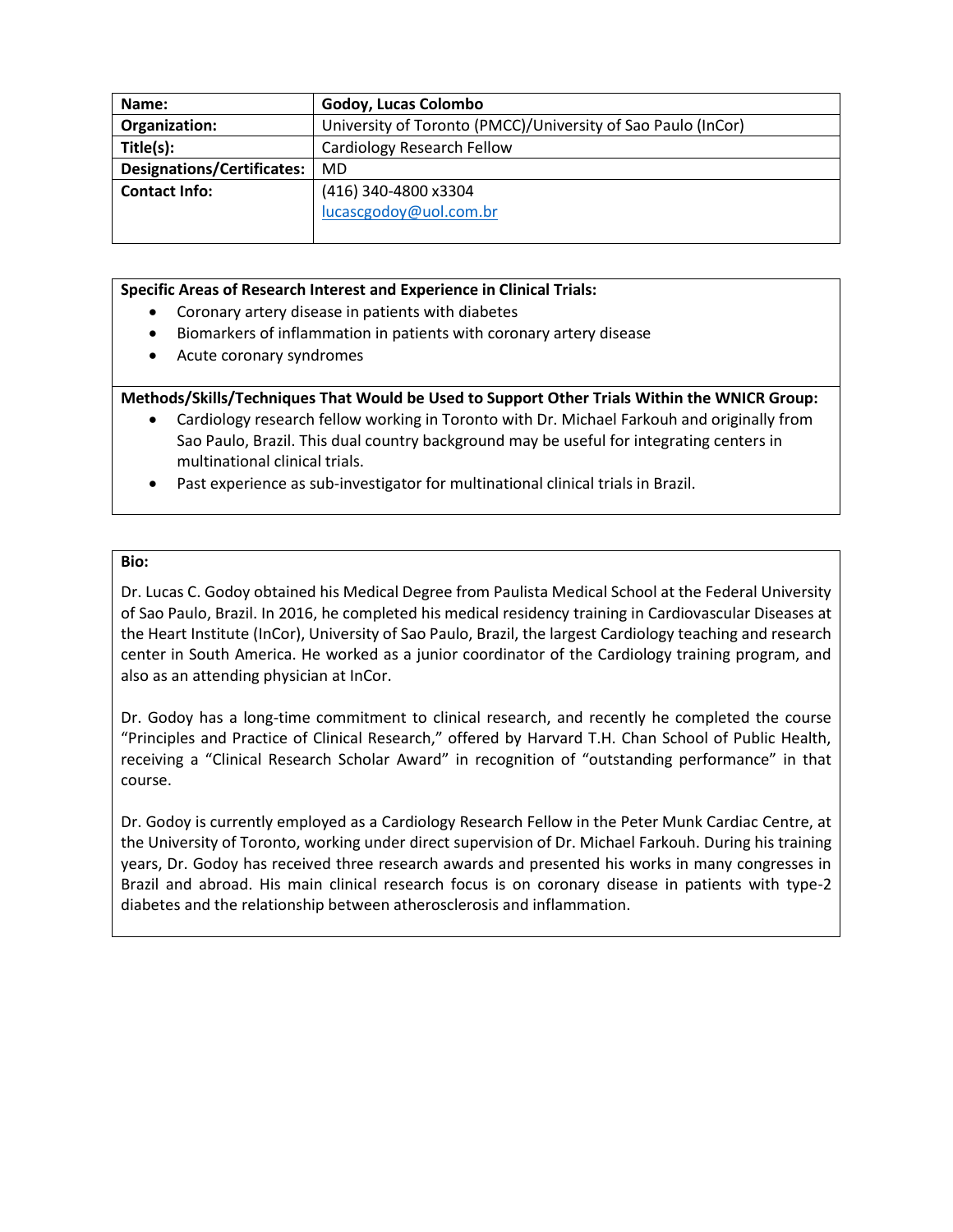| **Name:** | **Godoy, Lucas Colombo** |
|---|---|
| **Organization:** | University of Toronto (PMCC)/University of Sao Paulo (InCor) |
| **Title(s):** | Cardiology Research Fellow |
| **Designations/Certificates:** | MD |
| **Contact Info:** | (416) 340-4800 x3304<br>lucascgodoy@uol.com.br |

**Specific Areas of Research Interest and Experience in Clinical Trials:**

- Coronary artery disease in patients with diabetes
- Biomarkers of inflammation in patients with coronary artery disease
- Acute coronary syndromes

**Methods/Skills/Techniques That Would be Used to Support Other Trials Within the WNICR Group:**

- Cardiology research fellow working in Toronto with Dr. Michael Farkouh and originally from Sao Paulo, Brazil. This dual country background may be useful for integrating centers in multinational clinical trials.
- Past experience as sub-investigator for multinational clinical trials in Brazil.

**Bio:**

Dr. Lucas C. Godoy obtained his Medical Degree from Paulista Medical School at the Federal University of Sao Paulo, Brazil. In 2016, he completed his medical residency training in Cardiovascular Diseases at the Heart Institute (InCor), University of Sao Paulo, Brazil, the largest Cardiology teaching and research center in South America. He worked as a junior coordinator of the Cardiology training program, and also as an attending physician at InCor.

Dr. Godoy has a long-time commitment to clinical research, and recently he completed the course "Principles and Practice of Clinical Research," offered by Harvard T.H. Chan School of Public Health, receiving a "Clinical Research Scholar Award" in recognition of "outstanding performance" in that course.

Dr. Godoy is currently employed as a Cardiology Research Fellow in the Peter Munk Cardiac Centre, at the University of Toronto, working under direct supervision of Dr. Michael Farkouh. During his training years, Dr. Godoy has received three research awards and presented his works in many congresses in Brazil and abroad. His main clinical research focus is on coronary disease in patients with type-2 diabetes and the relationship between atherosclerosis and inflammation.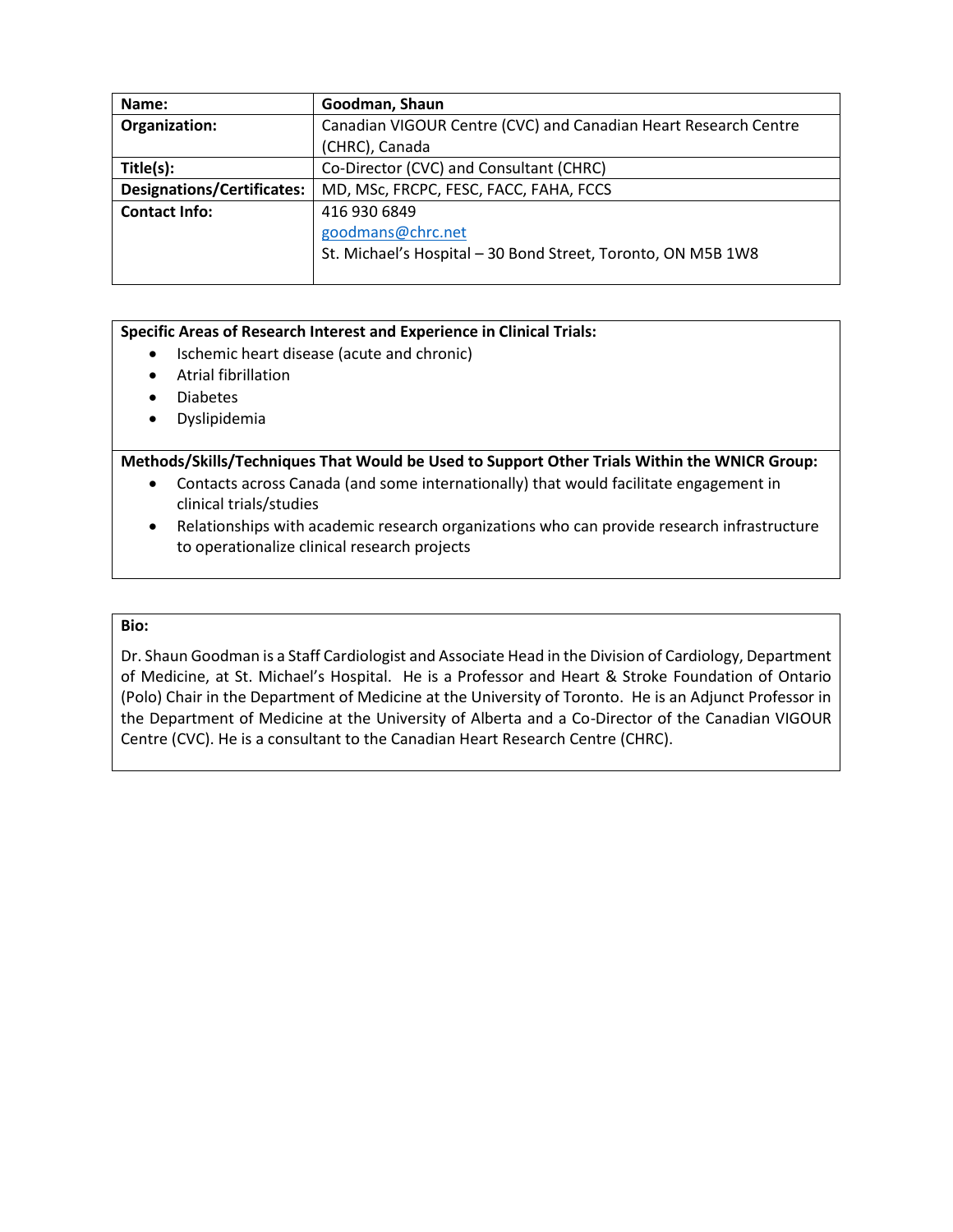| **Name:** | **Goodman, Shaun** |
|---|---|
| **Organization:** | Canadian VIGOUR Centre (CVC) and Canadian Heart Research Centre (CHRC), Canada |
| **Title(s):** | Co-Director (CVC) and Consultant (CHRC) |
| **Designations/Certificates:** | MD, MSc, FRCPC, FESC, FACC, FAHA, FCCS |
| **Contact Info:** | 416 930 6849<br>goodmans@chrc.net<br>St. Michael's Hospital – 30 Bond Street, Toronto, ON M5B 1W8 |

**Specific Areas of Research Interest and Experience in Clinical Trials:**

- Ischemic heart disease (acute and chronic)
- Atrial fibrillation
- Diabetes
- Dyslipidemia

**Methods/Skills/Techniques That Would be Used to Support Other Trials Within the WNICR Group:**

- Contacts across Canada (and some internationally) that would facilitate engagement in clinical trials/studies
- Relationships with academic research organizations who can provide research infrastructure to operationalize clinical research projects

**Bio:**

Dr. Shaun Goodman is a Staff Cardiologist and Associate Head in the Division of Cardiology, Department of Medicine, at St. Michael's Hospital. He is a Professor and Heart & Stroke Foundation of Ontario (Polo) Chair in the Department of Medicine at the University of Toronto. He is an Adjunct Professor in the Department of Medicine at the University of Alberta and a Co-Director of the Canadian VIGOUR Centre (CVC). He is a consultant to the Canadian Heart Research Centre (CHRC).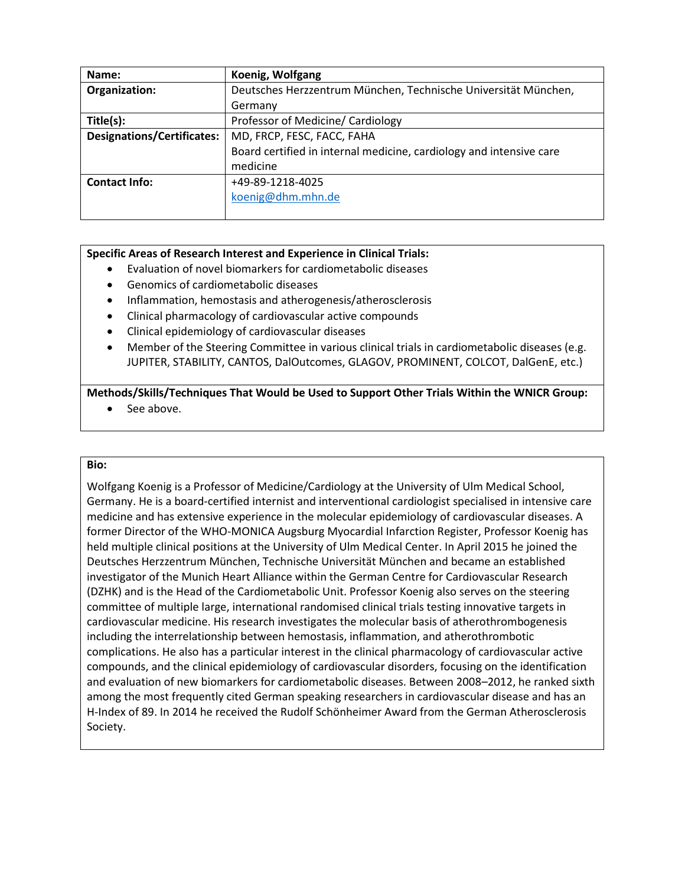| Name: | Koenig, Wolfgang |
|---|---|
| Organization: | Deutsches Herzzentrum München, Technische Universität München, Germany |
| Title(s): | Professor of Medicine/ Cardiology |
| Designations/Certificates: | MD, FRCP, FESC, FACC, FAHA<br>Board certified in internal medicine, cardiology and intensive care medicine |
| Contact Info: | +49-89-1218-4025<br>koenig@dhm.mhn.de |

**Specific Areas of Research Interest and Experience in Clinical Trials:**

- Evaluation of novel biomarkers for cardiometabolic diseases
- Genomics of cardiometabolic diseases
- Inflammation, hemostasis and atherogenesis/atherosclerosis
- Clinical pharmacology of cardiovascular active compounds
- Clinical epidemiology of cardiovascular diseases
- Member of the Steering Committee in various clinical trials in cardiometabolic diseases (e.g. JUPITER, STABILITY, CANTOS, DalOutcomes, GLAGOV, PROMINENT, COLCOT, DalGenE, etc.)

**Methods/Skills/Techniques That Would be Used to Support Other Trials Within the WNICR Group:**

- See above.

**Bio:**

Wolfgang Koenig is a Professor of Medicine/Cardiology at the University of Ulm Medical School, Germany. He is a board-certified internist and interventional cardiologist specialised in intensive care medicine and has extensive experience in the molecular epidemiology of cardiovascular diseases. A former Director of the WHO-MONICA Augsburg Myocardial Infarction Register, Professor Koenig has held multiple clinical positions at the University of Ulm Medical Center. In April 2015 he joined the Deutsches Herzzentrum München, Technische Universität München and became an established investigator of the Munich Heart Alliance within the German Centre for Cardiovascular Research (DZHK) and is the Head of the Cardiometabolic Unit. Professor Koenig also serves on the steering committee of multiple large, international randomised clinical trials testing innovative targets in cardiovascular medicine. His research investigates the molecular basis of atherothrombogenesis including the interrelationship between hemostasis, inflammation, and atherothrombotic complications. He also has a particular interest in the clinical pharmacology of cardiovascular active compounds, and the clinical epidemiology of cardiovascular disorders, focusing on the identification and evaluation of new biomarkers for cardiometabolic diseases. Between 2008–2012, he ranked sixth among the most frequently cited German speaking researchers in cardiovascular disease and has an H-Index of 89. In 2014 he received the Rudolf Schönheimer Award from the German Atherosclerosis Society.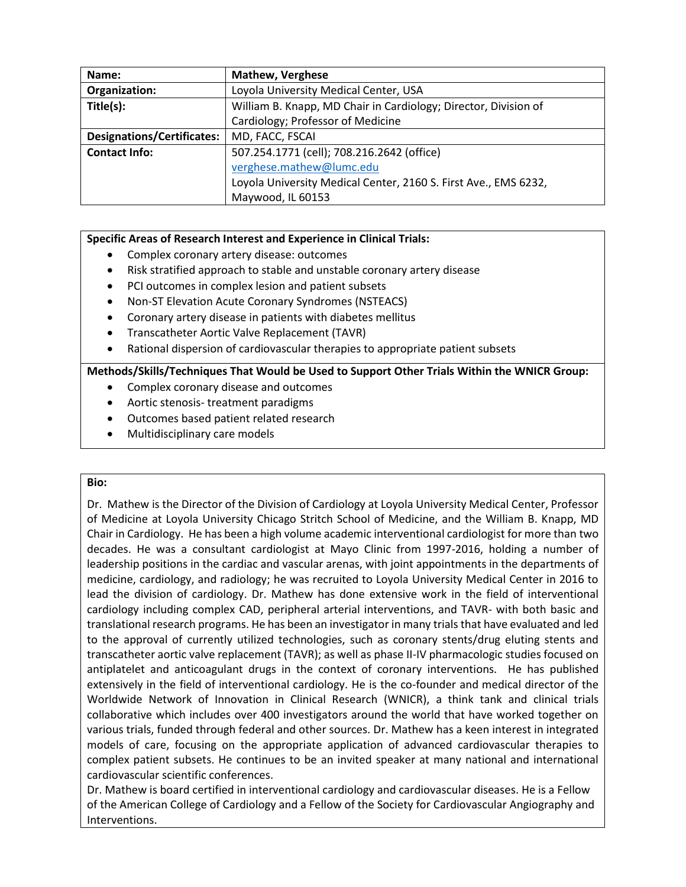| Name: | Mathew, Verghese |
| --- | --- |
| Organization: | Loyola University Medical Center, USA |
| Title(s): | William B. Knapp, MD Chair in Cardiology; Director, Division of Cardiology; Professor of Medicine |
| Designations/Certificates: | MD, FACC, FSCAI |
| Contact Info: | 507.254.1771 (cell); 708.216.2642 (office)<br>verghese.mathew@lumc.edu<br>Loyola University Medical Center, 2160 S. First Ave., EMS 6232, Maywood, IL 60153 |

**Specific Areas of Research Interest and Experience in Clinical Trials:**

- Complex coronary artery disease: outcomes
- Risk stratified approach to stable and unstable coronary artery disease
- PCI outcomes in complex lesion and patient subsets
- Non-ST Elevation Acute Coronary Syndromes (NSTEACS)
- Coronary artery disease in patients with diabetes mellitus
- Transcatheter Aortic Valve Replacement (TAVR)
- Rational dispersion of cardiovascular therapies to appropriate patient subsets

**Methods/Skills/Techniques That Would be Used to Support Other Trials Within the WNICR Group:**

- Complex coronary disease and outcomes
- Aortic stenosis- treatment paradigms
- Outcomes based patient related research
- Multidisciplinary care models

**Bio:**

Dr. Mathew is the Director of the Division of Cardiology at Loyola University Medical Center, Professor of Medicine at Loyola University Chicago Stritch School of Medicine, and the William B. Knapp, MD Chair in Cardiology. He has been a high volume academic interventional cardiologist for more than two decades. He was a consultant cardiologist at Mayo Clinic from 1997-2016, holding a number of leadership positions in the cardiac and vascular arenas, with joint appointments in the departments of medicine, cardiology, and radiology; he was recruited to Loyola University Medical Center in 2016 to lead the division of cardiology. Dr. Mathew has done extensive work in the field of interventional cardiology including complex CAD, peripheral arterial interventions, and TAVR- with both basic and translational research programs. He has been an investigator in many trials that have evaluated and led to the approval of currently utilized technologies, such as coronary stents/drug eluting stents and transcatheter aortic valve replacement (TAVR); as well as phase II-IV pharmacologic studies focused on antiplatelet and anticoagulant drugs in the context of coronary interventions. He has published extensively in the field of interventional cardiology. He is the co-founder and medical director of the Worldwide Network of Innovation in Clinical Research (WNICR), a think tank and clinical trials collaborative which includes over 400 investigators around the world that have worked together on various trials, funded through federal and other sources. Dr. Mathew has a keen interest in integrated models of care, focusing on the appropriate application of advanced cardiovascular therapies to complex patient subsets. He continues to be an invited speaker at many national and international cardiovascular scientific conferences.

Dr. Mathew is board certified in interventional cardiology and cardiovascular diseases. He is a Fellow of the American College of Cardiology and a Fellow of the Society for Cardiovascular Angiography and Interventions.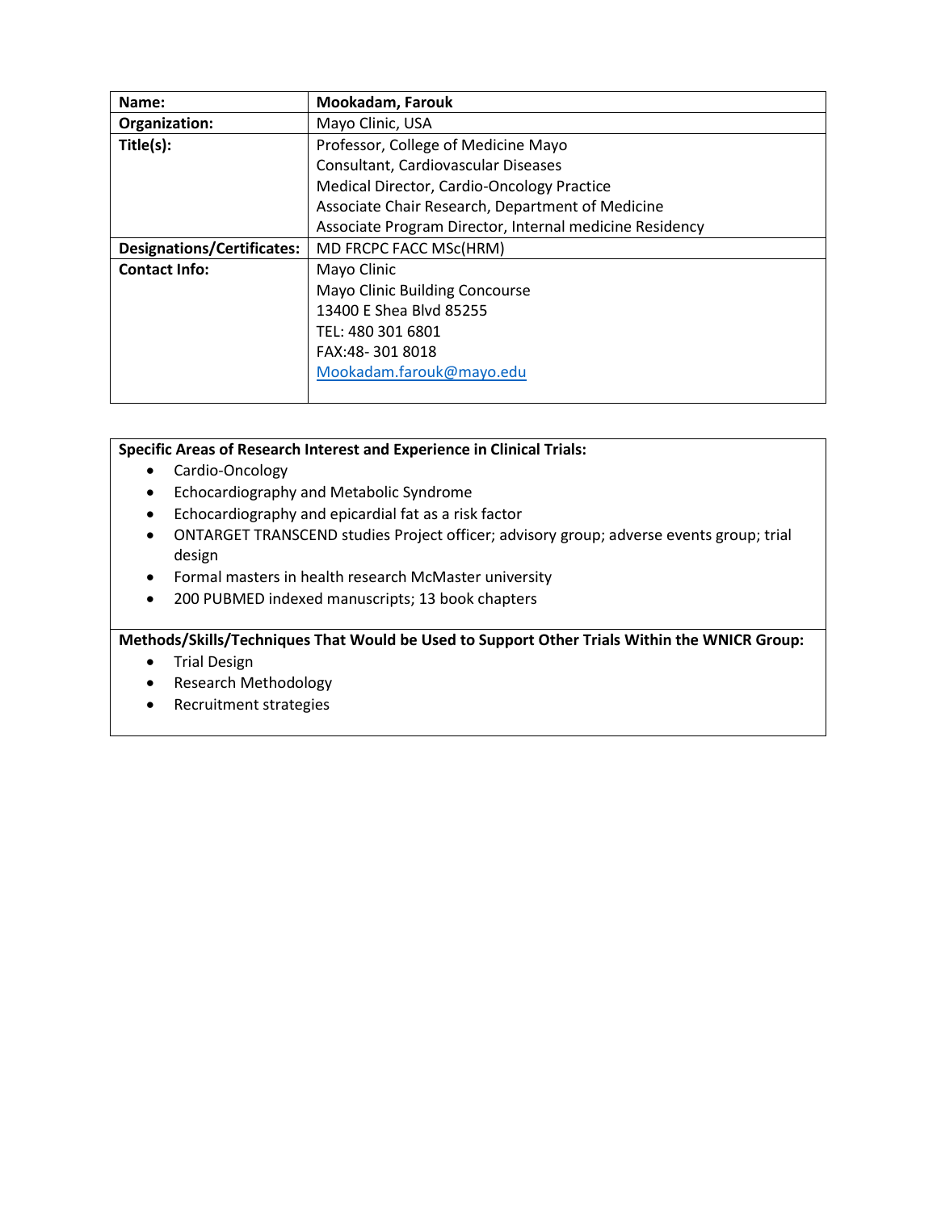| Name: | Mookadam, Farouk |
|---|---|
| Organization: | Mayo Clinic, USA |
| Title(s): | Professor, College of Medicine Mayo<br>Consultant, Cardiovascular Diseases<br>Medical Director, Cardio-Oncology Practice<br>Associate Chair Research, Department of Medicine<br>Associate Program Director, Internal medicine Residency |
| Designations/Certificates: | MD FRCPC FACC MSc(HRM) |
| Contact Info: | Mayo Clinic<br>Mayo Clinic Building Concourse<br>13400 E Shea Blvd 85255<br>TEL: 480 301 6801<br>FAX:48- 301 8018<br>Mookadam.farouk@mayo.edu |

**Specific Areas of Research Interest and Experience in Clinical Trials:**

- Cardio-Oncology
- Echocardiography and Metabolic Syndrome
- Echocardiography and epicardial fat as a risk factor
- ONTARGET TRANSCEND studies Project officer; advisory group; adverse events group; trial design
- Formal masters in health research McMaster university
- 200 PUBMED indexed manuscripts; 13 book chapters

**Methods/Skills/Techniques That Would be Used to Support Other Trials Within the WNICR Group:**

- Trial Design
- Research Methodology
- Recruitment strategies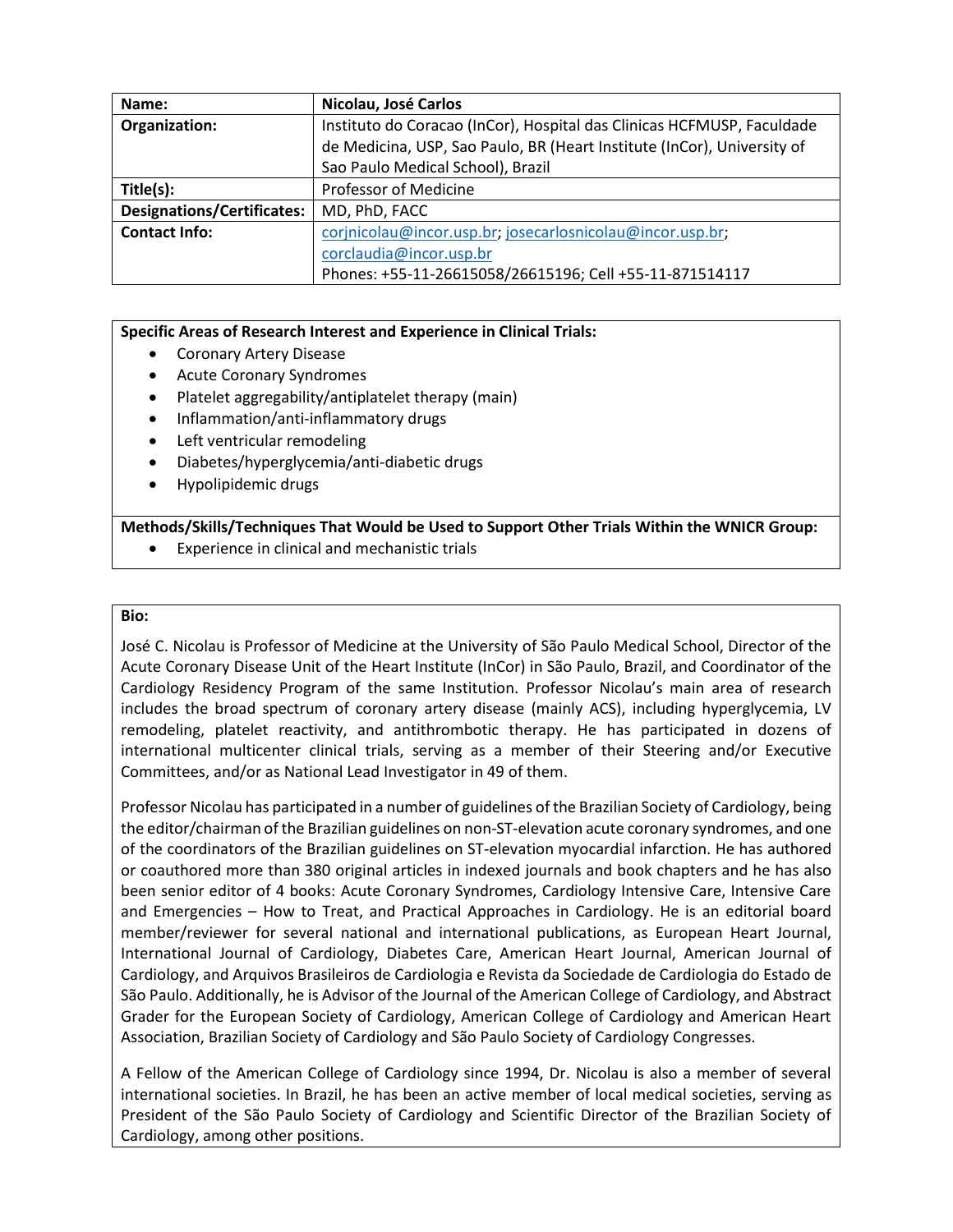| Name: | Nicolau, José Carlos |
| --- | --- |
| Organization: | Instituto do Coracao (InCor), Hospital das Clinicas HCFMUSP, Faculdade de Medicina, USP, Sao Paulo, BR (Heart Institute (InCor), University of Sao Paulo Medical School), Brazil |
| Title(s): | Professor of Medicine |
| Designations/Certificates: | MD, PhD, FACC |
| Contact Info: | corjnicolau@incor.usp.br; josecarlosnicolau@incor.usp.br; corclaudia@incor.usp.br<br>Phones: +55-11-26615058/26615196; Cell +55-11-871514117 |

**Specific Areas of Research Interest and Experience in Clinical Trials:**

- Coronary Artery Disease
- Acute Coronary Syndromes
- Platelet aggregability/antiplatelet therapy (main)
- Inflammation/anti-inflammatory drugs
- Left ventricular remodeling
- Diabetes/hyperglycemia/anti-diabetic drugs
- Hypolipidemic drugs

**Methods/Skills/Techniques That Would be Used to Support Other Trials Within the WNICR Group:**

- Experience in clinical and mechanistic trials

**Bio:**

José C. Nicolau is Professor of Medicine at the University of São Paulo Medical School, Director of the Acute Coronary Disease Unit of the Heart Institute (InCor) in São Paulo, Brazil, and Coordinator of the Cardiology Residency Program of the same Institution. Professor Nicolau's main area of research includes the broad spectrum of coronary artery disease (mainly ACS), including hyperglycemia, LV remodeling, platelet reactivity, and antithrombotic therapy. He has participated in dozens of international multicenter clinical trials, serving as a member of their Steering and/or Executive Committees, and/or as National Lead Investigator in 49 of them.

Professor Nicolau has participated in a number of guidelines of the Brazilian Society of Cardiology, being the editor/chairman of the Brazilian guidelines on non-ST-elevation acute coronary syndromes, and one of the coordinators of the Brazilian guidelines on ST-elevation myocardial infarction. He has authored or coauthored more than 380 original articles in indexed journals and book chapters and he has also been senior editor of 4 books: Acute Coronary Syndromes, Cardiology Intensive Care, Intensive Care and Emergencies – How to Treat, and Practical Approaches in Cardiology. He is an editorial board member/reviewer for several national and international publications, as European Heart Journal, International Journal of Cardiology, Diabetes Care, American Heart Journal, American Journal of Cardiology, and Arquivos Brasileiros de Cardiologia e Revista da Sociedade de Cardiologia do Estado de São Paulo. Additionally, he is Advisor of the Journal of the American College of Cardiology, and Abstract Grader for the European Society of Cardiology, American College of Cardiology and American Heart Association, Brazilian Society of Cardiology and São Paulo Society of Cardiology Congresses.

A Fellow of the American College of Cardiology since 1994, Dr. Nicolau is also a member of several international societies. In Brazil, he has been an active member of local medical societies, serving as President of the São Paulo Society of Cardiology and Scientific Director of the Brazilian Society of Cardiology, among other positions.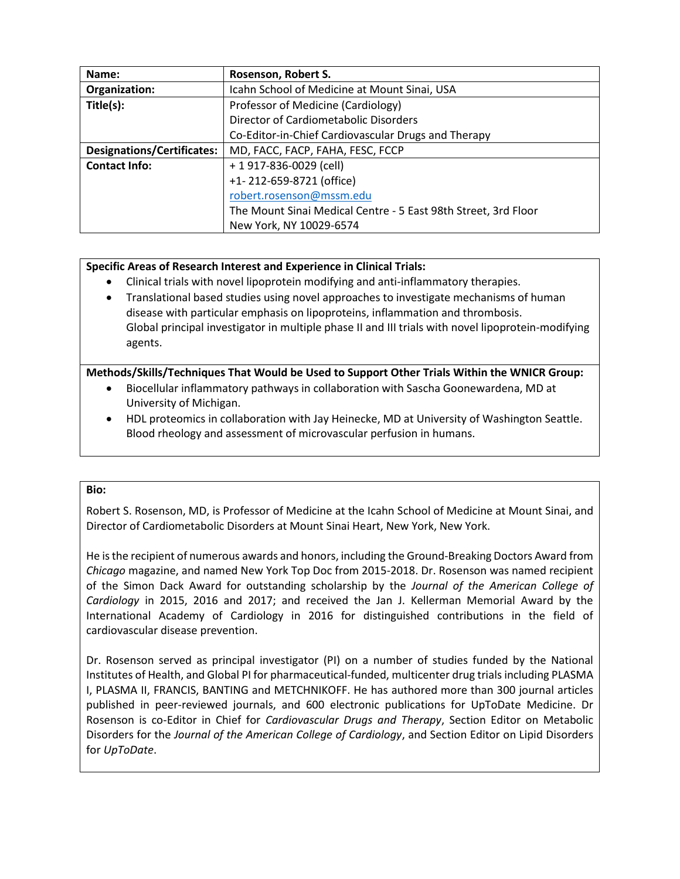| Name: | Rosenson, Robert S. |
| --- | --- |
| Organization: | Icahn School of Medicine at Mount Sinai, USA |
| Title(s): | Professor of Medicine (Cardiology)<br>Director of Cardiometabolic Disorders<br>Co-Editor-in-Chief Cardiovascular Drugs and Therapy |
| Designations/Certificates: | MD, FACC, FACP, FAHA, FESC, FCCP |
| Contact Info: | + 1 917-836-0029 (cell)<br>+1- 212-659-8721 (office)<br>robert.rosenson@mssm.edu<br>The Mount Sinai Medical Centre - 5 East 98th Street, 3rd Floor<br>New York, NY 10029-6574 |

**Specific Areas of Research Interest and Experience in Clinical Trials:**

- Clinical trials with novel lipoprotein modifying and anti-inflammatory therapies.
- Translational based studies using novel approaches to investigate mechanisms of human disease with particular emphasis on lipoproteins, inflammation and thrombosis. Global principal investigator in multiple phase II and III trials with novel lipoprotein-modifying agents.

**Methods/Skills/Techniques That Would be Used to Support Other Trials Within the WNICR Group:**

- Biocellular inflammatory pathways in collaboration with Sascha Goonewardena, MD at University of Michigan.
- HDL proteomics in collaboration with Jay Heinecke, MD at University of Washington Seattle. Blood rheology and assessment of microvascular perfusion in humans.

**Bio:**

Robert S. Rosenson, MD, is Professor of Medicine at the Icahn School of Medicine at Mount Sinai, and Director of Cardiometabolic Disorders at Mount Sinai Heart, New York, New York.

He is the recipient of numerous awards and honors, including the Ground-Breaking Doctors Award from *Chicago* magazine, and named New York Top Doc from 2015-2018. Dr. Rosenson was named recipient of the Simon Dack Award for outstanding scholarship by the *Journal of the American College of Cardiology* in 2015, 2016 and 2017; and received the Jan J. Kellerman Memorial Award by the International Academy of Cardiology in 2016 for distinguished contributions in the field of cardiovascular disease prevention.

Dr. Rosenson served as principal investigator (PI) on a number of studies funded by the National Institutes of Health, and Global PI for pharmaceutical-funded, multicenter drug trials including PLASMA I, PLASMA II, FRANCIS, BANTING and METCHNIKOFF. He has authored more than 300 journal articles published in peer-reviewed journals, and 600 electronic publications for UpToDate Medicine. Dr Rosenson is co-Editor in Chief for *Cardiovascular Drugs and Therapy*, Section Editor on Metabolic Disorders for the *Journal of the American College of Cardiology*, and Section Editor on Lipid Disorders for *UpToDate*.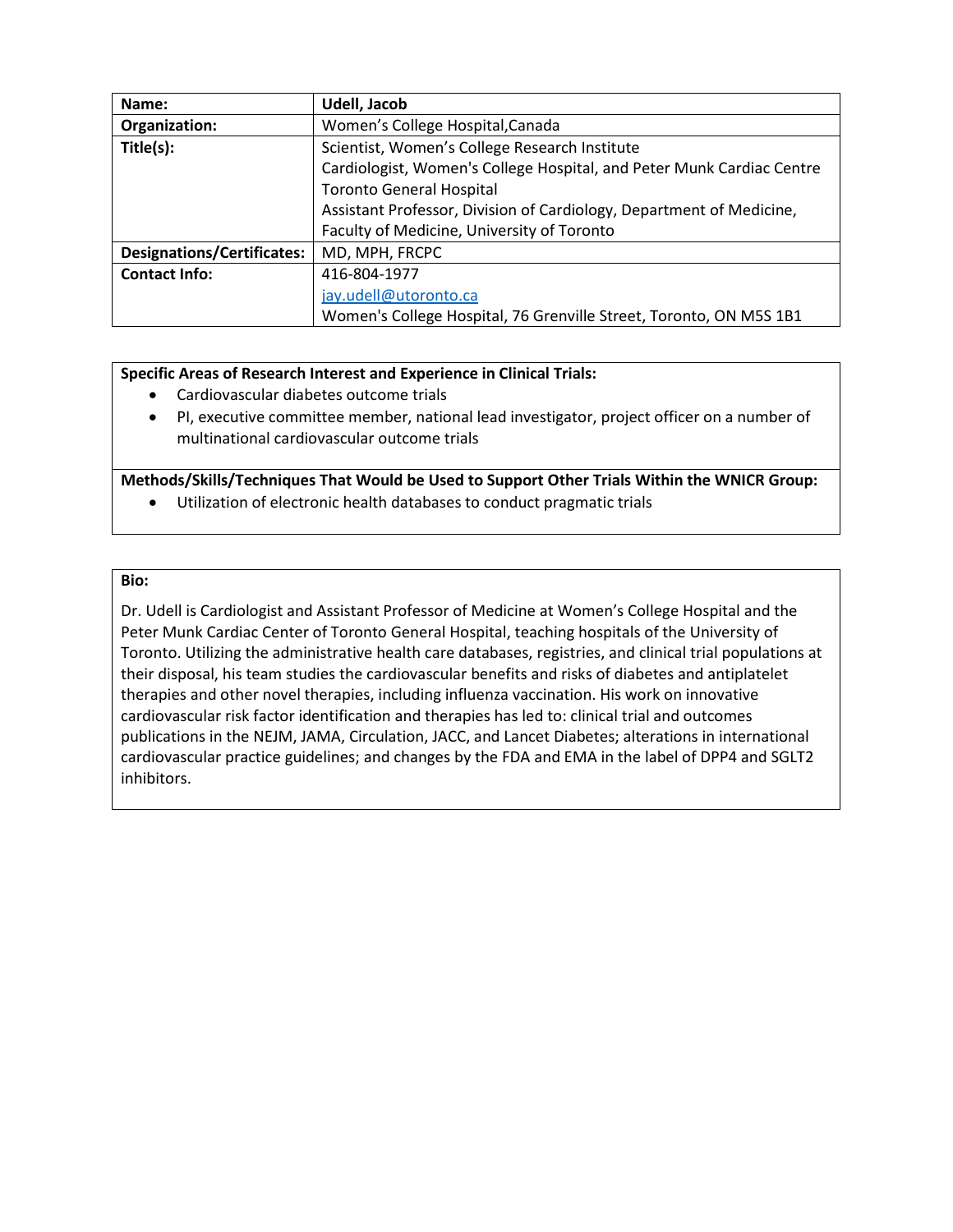| Name: | Udell, Jacob |
| --- | --- |
| Organization: | Women's College Hospital,Canada |
| Title(s): | Scientist, Women's College Research Institute<br>Cardiologist, Women's College Hospital, and Peter Munk Cardiac Centre Toronto General Hospital<br>Assistant Professor, Division of Cardiology, Department of Medicine, Faculty of Medicine, University of Toronto |
| Designations/Certificates: | MD, MPH, FRCPC |
| Contact Info: | 416-804-1977<br>jay.udell@utoronto.ca<br>Women's College Hospital, 76 Grenville Street, Toronto, ON M5S 1B1 |

**Specific Areas of Research Interest and Experience in Clinical Trials:**

- Cardiovascular diabetes outcome trials
- PI, executive committee member, national lead investigator, project officer on a number of multinational cardiovascular outcome trials

**Methods/Skills/Techniques That Would be Used to Support Other Trials Within the WNICR Group:**

- Utilization of electronic health databases to conduct pragmatic trials

**Bio:**

Dr. Udell is Cardiologist and Assistant Professor of Medicine at Women's College Hospital and the Peter Munk Cardiac Center of Toronto General Hospital, teaching hospitals of the University of Toronto. Utilizing the administrative health care databases, registries, and clinical trial populations at their disposal, his team studies the cardiovascular benefits and risks of diabetes and antiplatelet therapies and other novel therapies, including influenza vaccination. His work on innovative cardiovascular risk factor identification and therapies has led to: clinical trial and outcomes publications in the NEJM, JAMA, Circulation, JACC, and Lancet Diabetes; alterations in international cardiovascular practice guidelines; and changes by the FDA and EMA in the label of DPP4 and SGLT2 inhibitors.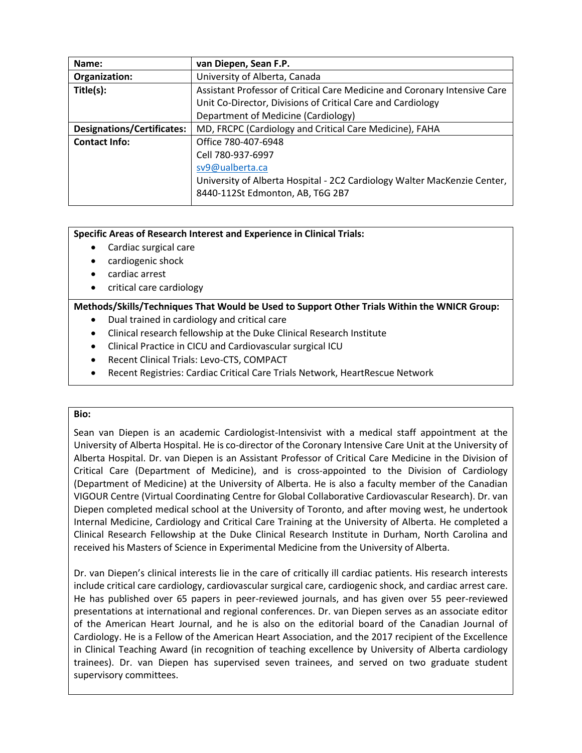| Name: | van Diepen, Sean F.P. |
|---|---|
| Organization: | University of Alberta, Canada |
| Title(s): | Assistant Professor of Critical Care Medicine and Coronary Intensive Care Unit Co-Director, Divisions of Critical Care and Cardiology Department of Medicine (Cardiology) |
| Designations/Certificates: | MD, FRCPC (Cardiology and Critical Care Medicine), FAHA |
| Contact Info: | Office 780-407-6948<br>Cell 780-937-6997<br>sv9@ualberta.ca<br>University of Alberta Hospital - 2C2 Cardiology Walter MacKenzie Center, 8440-112St Edmonton, AB, T6G 2B7 |

**Specific Areas of Research Interest and Experience in Clinical Trials:**

- Cardiac surgical care
- cardiogenic shock
- cardiac arrest
- critical care cardiology

**Methods/Skills/Techniques That Would be Used to Support Other Trials Within the WNICR Group:**

- Dual trained in cardiology and critical care
- Clinical research fellowship at the Duke Clinical Research Institute
- Clinical Practice in CICU and Cardiovascular surgical ICU
- Recent Clinical Trials: Levo-CTS, COMPACT
- Recent Registries: Cardiac Critical Care Trials Network, HeartRescue Network

**Bio:**

Sean van Diepen is an academic Cardiologist-Intensivist with a medical staff appointment at the University of Alberta Hospital. He is co-director of the Coronary Intensive Care Unit at the University of Alberta Hospital. Dr. van Diepen is an Assistant Professor of Critical Care Medicine in the Division of Critical Care (Department of Medicine), and is cross-appointed to the Division of Cardiology (Department of Medicine) at the University of Alberta. He is also a faculty member of the Canadian VIGOUR Centre (Virtual Coordinating Centre for Global Collaborative Cardiovascular Research). Dr. van Diepen completed medical school at the University of Toronto, and after moving west, he undertook Internal Medicine, Cardiology and Critical Care Training at the University of Alberta. He completed a Clinical Research Fellowship at the Duke Clinical Research Institute in Durham, North Carolina and received his Masters of Science in Experimental Medicine from the University of Alberta.

Dr. van Diepen's clinical interests lie in the care of critically ill cardiac patients. His research interests include critical care cardiology, cardiovascular surgical care, cardiogenic shock, and cardiac arrest care. He has published over 65 papers in peer-reviewed journals, and has given over 55 peer-reviewed presentations at international and regional conferences. Dr. van Diepen serves as an associate editor of the American Heart Journal, and he is also on the editorial board of the Canadian Journal of Cardiology. He is a Fellow of the American Heart Association, and the 2017 recipient of the Excellence in Clinical Teaching Award (in recognition of teaching excellence by University of Alberta cardiology trainees). Dr. van Diepen has supervised seven trainees, and served on two graduate student supervisory committees.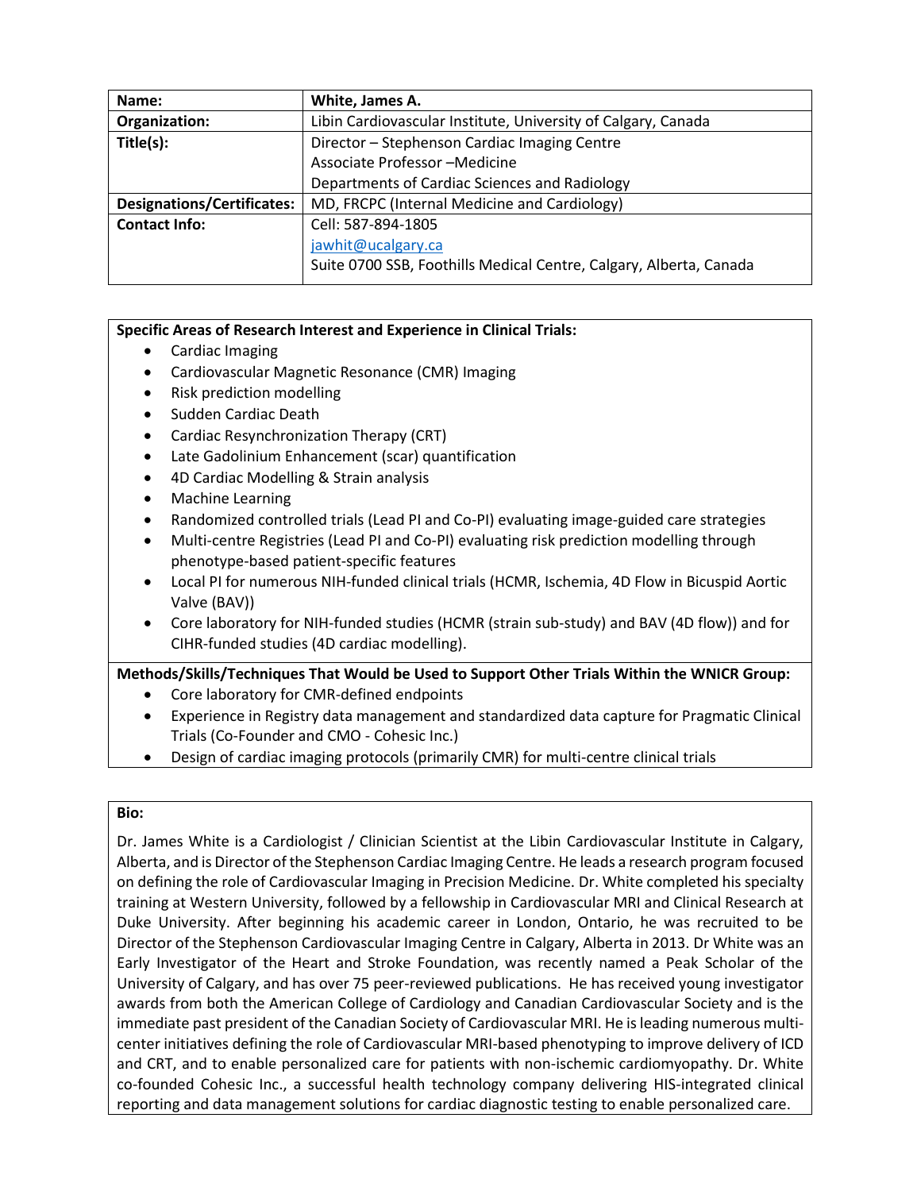| | |
|---|---|
| **Name:** | **White, James A.** |
| **Organization:** | Libin Cardiovascular Institute, University of Calgary, Canada |
| **Title(s):** | Director – Stephenson Cardiac Imaging Centre<br>Associate Professor –Medicine<br>Departments of Cardiac Sciences and Radiology |
| **Designations/Certificates:** | MD, FRCPC (Internal Medicine and Cardiology) |
| **Contact Info:** | Cell: 587-894-1805<br>jawhit@ucalgary.ca<br>Suite 0700 SSB, Foothills Medical Centre, Calgary, Alberta, Canada |

**Specific Areas of Research Interest and Experience in Clinical Trials:**

- Cardiac Imaging
- Cardiovascular Magnetic Resonance (CMR) Imaging
- Risk prediction modelling
- Sudden Cardiac Death
- Cardiac Resynchronization Therapy (CRT)
- Late Gadolinium Enhancement (scar) quantification
- 4D Cardiac Modelling & Strain analysis
- Machine Learning
- Randomized controlled trials (Lead PI and Co-PI) evaluating image-guided care strategies
- Multi-centre Registries (Lead PI and Co-PI) evaluating risk prediction modelling through phenotype-based patient-specific features
- Local PI for numerous NIH-funded clinical trials (HCMR, Ischemia, 4D Flow in Bicuspid Aortic Valve (BAV))
- Core laboratory for NIH-funded studies (HCMR (strain sub-study) and BAV (4D flow)) and for CIHR-funded studies (4D cardiac modelling).

**Methods/Skills/Techniques That Would be Used to Support Other Trials Within the WNICR Group:**

- Core laboratory for CMR-defined endpoints
- Experience in Registry data management and standardized data capture for Pragmatic Clinical Trials (Co-Founder and CMO - Cohesic Inc.)
- Design of cardiac imaging protocols (primarily CMR) for multi-centre clinical trials

**Bio:**

Dr. James White is a Cardiologist / Clinician Scientist at the Libin Cardiovascular Institute in Calgary, Alberta, and is Director of the Stephenson Cardiac Imaging Centre. He leads a research program focused on defining the role of Cardiovascular Imaging in Precision Medicine. Dr. White completed his specialty training at Western University, followed by a fellowship in Cardiovascular MRI and Clinical Research at Duke University. After beginning his academic career in London, Ontario, he was recruited to be Director of the Stephenson Cardiovascular Imaging Centre in Calgary, Alberta in 2013. Dr White was an Early Investigator of the Heart and Stroke Foundation, was recently named a Peak Scholar of the University of Calgary, and has over 75 peer-reviewed publications. He has received young investigator awards from both the American College of Cardiology and Canadian Cardiovascular Society and is the immediate past president of the Canadian Society of Cardiovascular MRI. He is leading numerous multi-center initiatives defining the role of Cardiovascular MRI-based phenotyping to improve delivery of ICD and CRT, and to enable personalized care for patients with non-ischemic cardiomyopathy. Dr. White co-founded Cohesic Inc., a successful health technology company delivering HIS-integrated clinical reporting and data management solutions for cardiac diagnostic testing to enable personalized care.